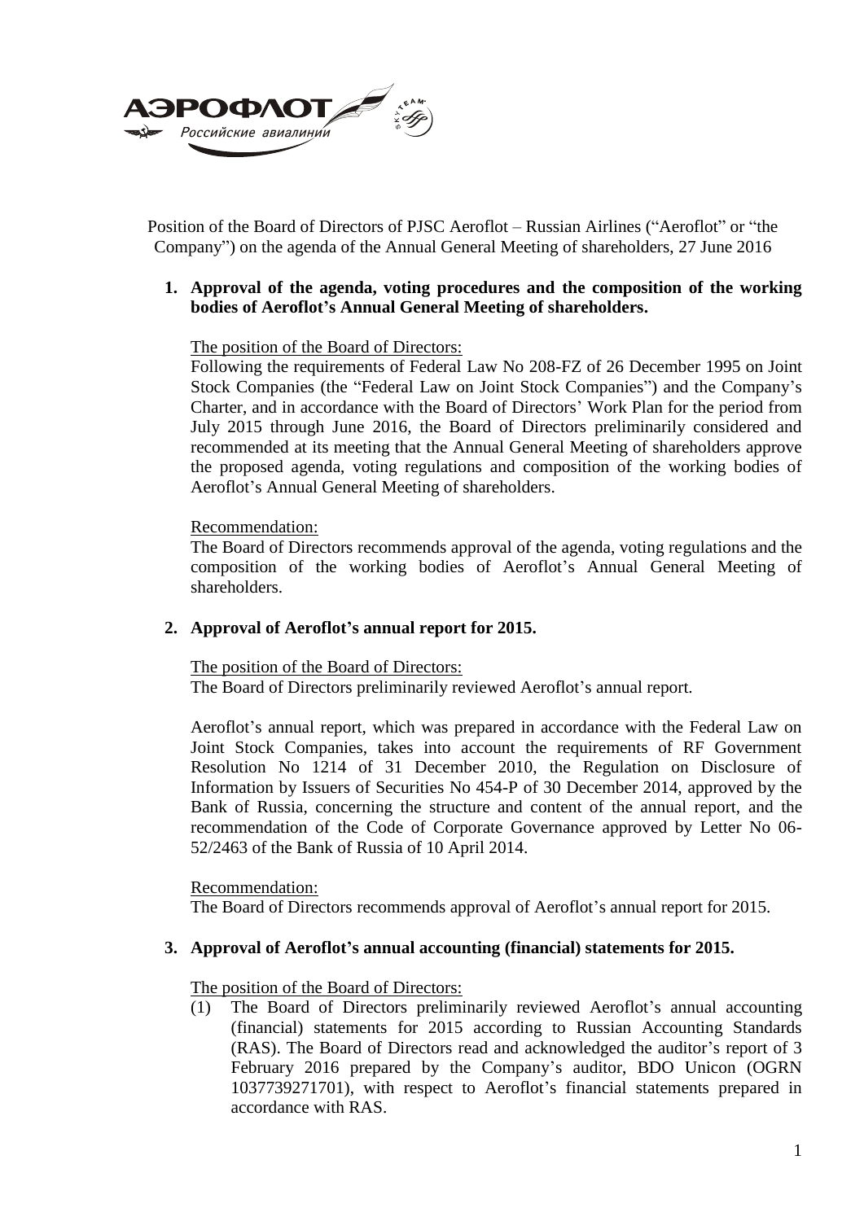Position of the Board of Directors of PJSC Aeroflot – Russian Airlines ("Aeroflot" or "the Company") on the agenda of the Annual General Meeting of shareholders, 27 June 2016

**1. Approval of the agenda, voting procedures and the composition of the working bodies of Aeroflot's Annual General Meeting of shareholders.**

The position of the Board of Directors:
Following the requirements of Federal Law No 208-FZ of 26 December 1995 on Joint Stock Companies (the "Federal Law on Joint Stock Companies") and the Company's Charter, and in accordance with the Board of Directors' Work Plan for the period from July 2015 through June 2016, the Board of Directors preliminarily considered and recommended at its meeting that the Annual General Meeting of shareholders approve the proposed agenda, voting regulations and composition of the working bodies of Aeroflot's Annual General Meeting of shareholders.

Recommendation:
The Board of Directors recommends approval of the agenda, voting regulations and the composition of the working bodies of Aeroflot's Annual General Meeting of shareholders.

**2. Approval of Aeroflot's annual report for 2015.**

The position of the Board of Directors:
The Board of Directors preliminarily reviewed Aeroflot's annual report.

Aeroflot's annual report, which was prepared in accordance with the Federal Law on Joint Stock Companies, takes into account the requirements of RF Government Resolution No 1214 of 31 December 2010, the Regulation on Disclosure of Information by Issuers of Securities No 454-P of 30 December 2014, approved by the Bank of Russia, concerning the structure and content of the annual report, and the recommendation of the Code of Corporate Governance approved by Letter No 06-52/2463 of the Bank of Russia of 10 April 2014.

Recommendation:
The Board of Directors recommends approval of Aeroflot's annual report for 2015.

**3. Approval of Aeroflot's annual accounting (financial) statements for 2015.**

The position of the Board of Directors:

(1) The Board of Directors preliminarily reviewed Aeroflot's annual accounting (financial) statements for 2015 according to Russian Accounting Standards (RAS). The Board of Directors read and acknowledged the auditor's report of 3 February 2016 prepared by the Company's auditor, BDO Unicon (OGRN 1037739271701), with respect to Aeroflot's financial statements prepared in accordance with RAS.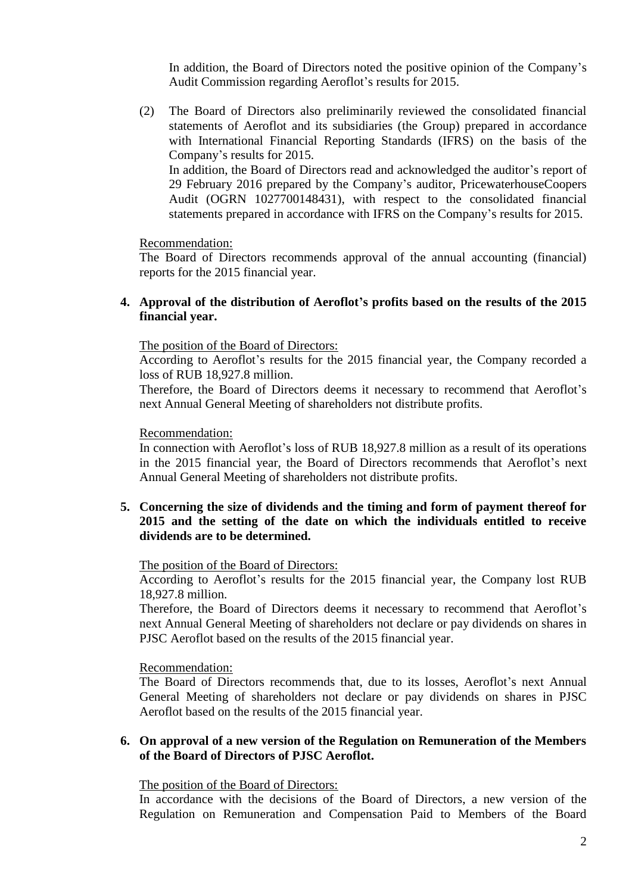In addition, the Board of Directors noted the positive opinion of the Company's Audit Commission regarding Aeroflot's results for 2015.

(2) The Board of Directors also preliminarily reviewed the consolidated financial statements of Aeroflot and its subsidiaries (the Group) prepared in accordance with International Financial Reporting Standards (IFRS) on the basis of the Company's results for 2015.
In addition, the Board of Directors read and acknowledged the auditor's report of 29 February 2016 prepared by the Company's auditor, PricewaterhouseCoopers Audit (OGRN 1027700148431), with respect to the consolidated financial statements prepared in accordance with IFRS on the Company's results for 2015.

Recommendation:
The Board of Directors recommends approval of the annual accounting (financial) reports for the 2015 financial year.

**4. Approval of the distribution of Aeroflot's profits based on the results of the 2015 financial year.**

The position of the Board of Directors:
According to Aeroflot's results for the 2015 financial year, the Company recorded a loss of RUB 18,927.8 million.
Therefore, the Board of Directors deems it necessary to recommend that Aeroflot's next Annual General Meeting of shareholders not distribute profits.

Recommendation:
In connection with Aeroflot's loss of RUB 18,927.8 million as a result of its operations in the 2015 financial year, the Board of Directors recommends that Aeroflot's next Annual General Meeting of shareholders not distribute profits.

**5. Concerning the size of dividends and the timing and form of payment thereof for 2015 and the setting of the date on which the individuals entitled to receive dividends are to be determined.**

The position of the Board of Directors:
According to Aeroflot's results for the 2015 financial year, the Company lost RUB 18,927.8 million.
Therefore, the Board of Directors deems it necessary to recommend that Aeroflot's next Annual General Meeting of shareholders not declare or pay dividends on shares in PJSC Aeroflot based on the results of the 2015 financial year.

Recommendation:
The Board of Directors recommends that, due to its losses, Aeroflot's next Annual General Meeting of shareholders not declare or pay dividends on shares in PJSC Aeroflot based on the results of the 2015 financial year.

**6. On approval of a new version of the Regulation on Remuneration of the Members of the Board of Directors of PJSC Aeroflot.**

The position of the Board of Directors:
In accordance with the decisions of the Board of Directors, a new version of the Regulation on Remuneration and Compensation Paid to Members of the Board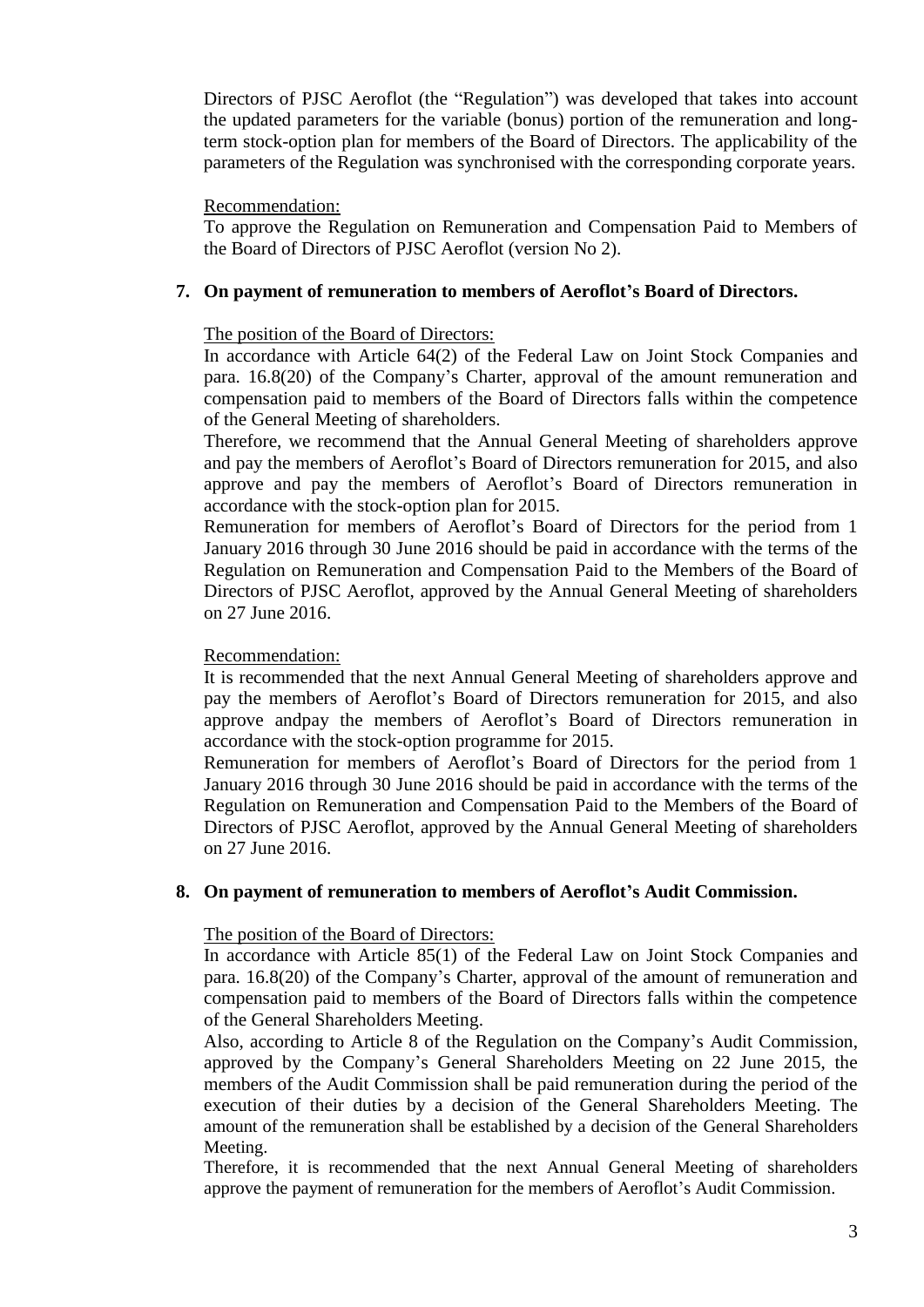Directors of PJSC Aeroflot (the "Regulation") was developed that takes into account the updated parameters for the variable (bonus) portion of the remuneration and long-term stock-option plan for members of the Board of Directors. The applicability of the parameters of the Regulation was synchronised with the corresponding corporate years.

Recommendation:

To approve the Regulation on Remuneration and Compensation Paid to Members of the Board of Directors of PJSC Aeroflot (version No 2).

**7. On payment of remuneration to members of Aeroflot's Board of Directors.**

The position of the Board of Directors:

In accordance with Article 64(2) of the Federal Law on Joint Stock Companies and para. 16.8(20) of the Company's Charter, approval of the amount remuneration and compensation paid to members of the Board of Directors falls within the competence of the General Meeting of shareholders.

Therefore, we recommend that the Annual General Meeting of shareholders approve and pay the members of Aeroflot's Board of Directors remuneration for 2015, and also approve and pay the members of Aeroflot's Board of Directors remuneration in accordance with the stock-option plan for 2015.

Remuneration for members of Aeroflot's Board of Directors for the period from 1 January 2016 through 30 June 2016 should be paid in accordance with the terms of the Regulation on Remuneration and Compensation Paid to the Members of the Board of Directors of PJSC Aeroflot, approved by the Annual General Meeting of shareholders on 27 June 2016.

Recommendation:

It is recommended that the next Annual General Meeting of shareholders approve and pay the members of Aeroflot's Board of Directors remuneration for 2015, and also approve andpay the members of Aeroflot's Board of Directors remuneration in accordance with the stock-option programme for 2015.

Remuneration for members of Aeroflot's Board of Directors for the period from 1 January 2016 through 30 June 2016 should be paid in accordance with the terms of the Regulation on Remuneration and Compensation Paid to the Members of the Board of Directors of PJSC Aeroflot, approved by the Annual General Meeting of shareholders on 27 June 2016.

**8. On payment of remuneration to members of Aeroflot's Audit Commission.**

The position of the Board of Directors:

In accordance with Article 85(1) of the Federal Law on Joint Stock Companies and para. 16.8(20) of the Company's Charter, approval of the amount of remuneration and compensation paid to members of the Board of Directors falls within the competence of the General Shareholders Meeting.

Also, according to Article 8 of the Regulation on the Company's Audit Commission, approved by the Company's General Shareholders Meeting on 22 June 2015, the members of the Audit Commission shall be paid remuneration during the period of the execution of their duties by a decision of the General Shareholders Meeting. The amount of the remuneration shall be established by a decision of the General Shareholders Meeting.

Therefore, it is recommended that the next Annual General Meeting of shareholders approve the payment of remuneration for the members of Aeroflot's Audit Commission.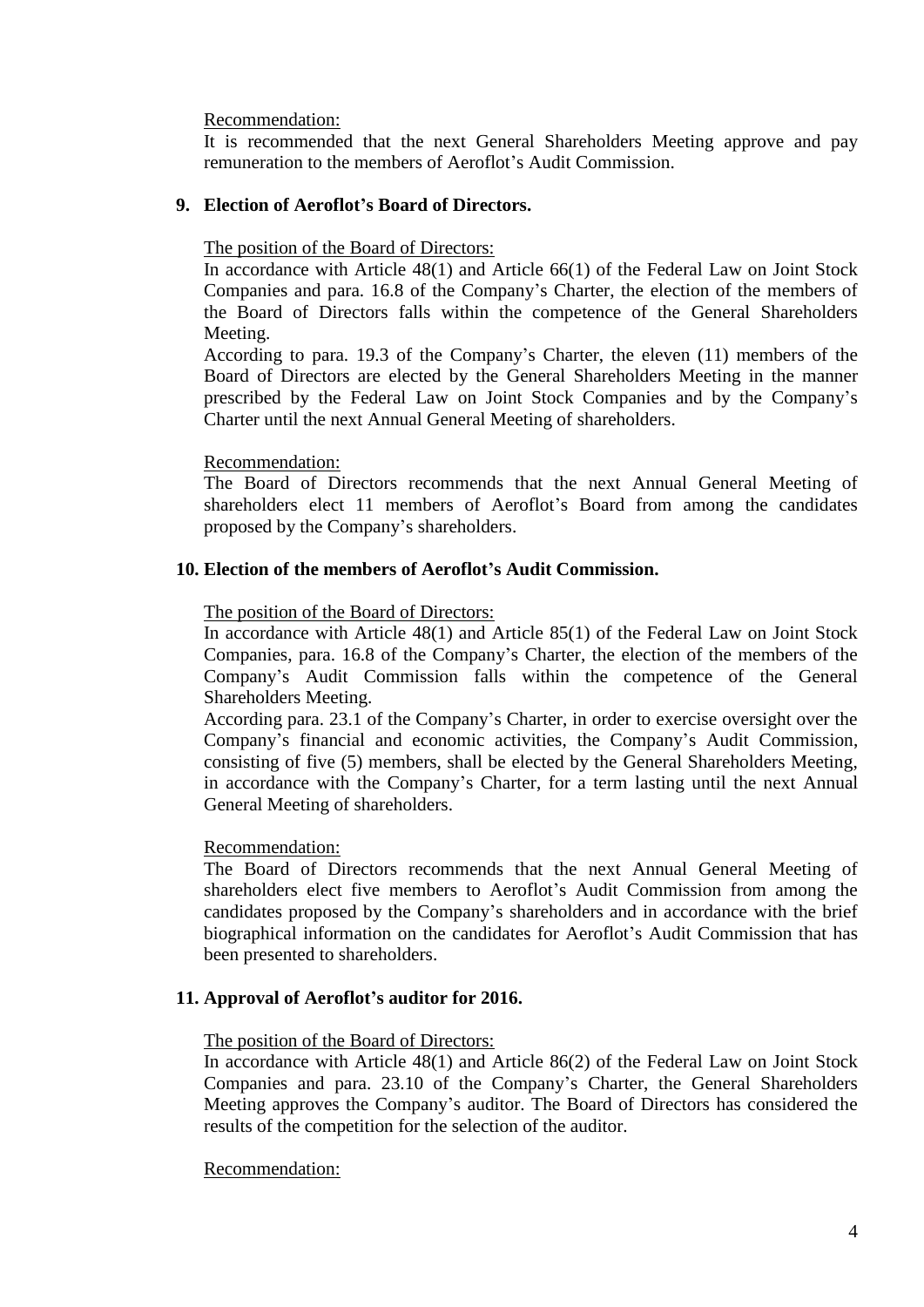Recommendation:

It is recommended that the next General Shareholders Meeting approve and pay remuneration to the members of Aeroflot's Audit Commission.

**9. Election of Aeroflot's Board of Directors.**

The position of the Board of Directors:

In accordance with Article 48(1) and Article 66(1) of the Federal Law on Joint Stock Companies and para. 16.8 of the Company's Charter, the election of the members of the Board of Directors falls within the competence of the General Shareholders Meeting.

According to para. 19.3 of the Company's Charter, the eleven (11) members of the Board of Directors are elected by the General Shareholders Meeting in the manner prescribed by the Federal Law on Joint Stock Companies and by the Company's Charter until the next Annual General Meeting of shareholders.

Recommendation:

The Board of Directors recommends that the next Annual General Meeting of shareholders elect 11 members of Aeroflot's Board from among the candidates proposed by the Company's shareholders.

**10. Election of the members of Aeroflot's Audit Commission.**

The position of the Board of Directors:

In accordance with Article 48(1) and Article 85(1) of the Federal Law on Joint Stock Companies, para. 16.8 of the Company's Charter, the election of the members of the Company's Audit Commission falls within the competence of the General Shareholders Meeting.

According para. 23.1 of the Company's Charter, in order to exercise oversight over the Company's financial and economic activities, the Company's Audit Commission, consisting of five (5) members, shall be elected by the General Shareholders Meeting, in accordance with the Company's Charter, for a term lasting until the next Annual General Meeting of shareholders.

Recommendation:

The Board of Directors recommends that the next Annual General Meeting of shareholders elect five members to Aeroflot's Audit Commission from among the candidates proposed by the Company's shareholders and in accordance with the brief biographical information on the candidates for Aeroflot's Audit Commission that has been presented to shareholders.

**11. Approval of Aeroflot's auditor for 2016.**

The position of the Board of Directors:

In accordance with Article 48(1) and Article 86(2) of the Federal Law on Joint Stock Companies and para. 23.10 of the Company's Charter, the General Shareholders Meeting approves the Company's auditor. The Board of Directors has considered the results of the competition for the selection of the auditor.

Recommendation: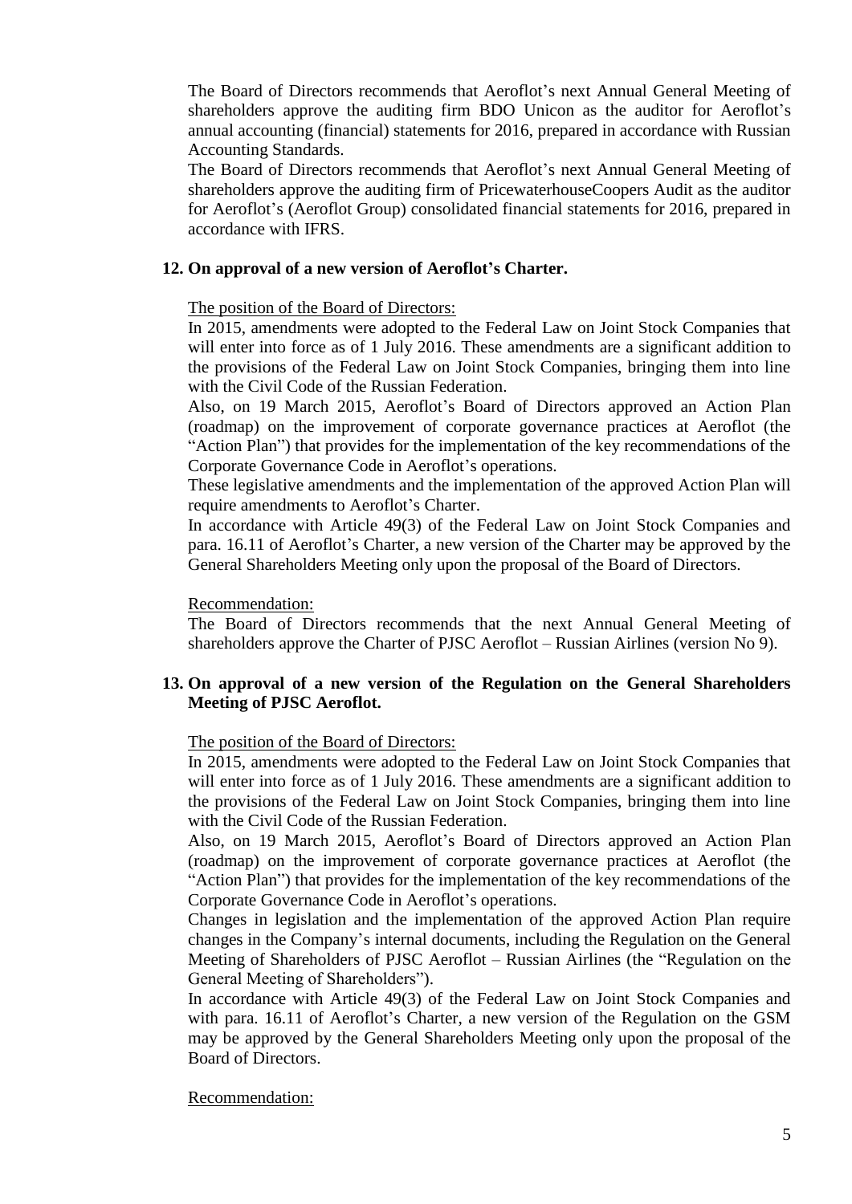The Board of Directors recommends that Aeroflot's next Annual General Meeting of shareholders approve the auditing firm BDO Unicon as the auditor for Aeroflot's annual accounting (financial) statements for 2016, prepared in accordance with Russian Accounting Standards.

The Board of Directors recommends that Aeroflot's next Annual General Meeting of shareholders approve the auditing firm of PricewaterhouseCoopers Audit as the auditor for Aeroflot's (Aeroflot Group) consolidated financial statements for 2016, prepared in accordance with IFRS.

**12. On approval of a new version of Aeroflot's Charter.**

The position of the Board of Directors:

In 2015, amendments were adopted to the Federal Law on Joint Stock Companies that will enter into force as of 1 July 2016. These amendments are a significant addition to the provisions of the Federal Law on Joint Stock Companies, bringing them into line with the Civil Code of the Russian Federation.

Also, on 19 March 2015, Aeroflot's Board of Directors approved an Action Plan (roadmap) on the improvement of corporate governance practices at Aeroflot (the "Action Plan") that provides for the implementation of the key recommendations of the Corporate Governance Code in Aeroflot's operations.

These legislative amendments and the implementation of the approved Action Plan will require amendments to Aeroflot's Charter.

In accordance with Article 49(3) of the Federal Law on Joint Stock Companies and para. 16.11 of Aeroflot's Charter, a new version of the Charter may be approved by the General Shareholders Meeting only upon the proposal of the Board of Directors.

Recommendation:

The Board of Directors recommends that the next Annual General Meeting of shareholders approve the Charter of PJSC Aeroflot – Russian Airlines (version No 9).

**13. On approval of a new version of the Regulation on the General Shareholders Meeting of PJSC Aeroflot.**

The position of the Board of Directors:

In 2015, amendments were adopted to the Federal Law on Joint Stock Companies that will enter into force as of 1 July 2016. These amendments are a significant addition to the provisions of the Federal Law on Joint Stock Companies, bringing them into line with the Civil Code of the Russian Federation.

Also, on 19 March 2015, Aeroflot's Board of Directors approved an Action Plan (roadmap) on the improvement of corporate governance practices at Aeroflot (the "Action Plan") that provides for the implementation of the key recommendations of the Corporate Governance Code in Aeroflot's operations.

Changes in legislation and the implementation of the approved Action Plan require changes in the Company's internal documents, including the Regulation on the General Meeting of Shareholders of PJSC Aeroflot – Russian Airlines (the "Regulation on the General Meeting of Shareholders").

In accordance with Article 49(3) of the Federal Law on Joint Stock Companies and with para. 16.11 of Aeroflot's Charter, a new version of the Regulation on the GSM may be approved by the General Shareholders Meeting only upon the proposal of the Board of Directors.

Recommendation: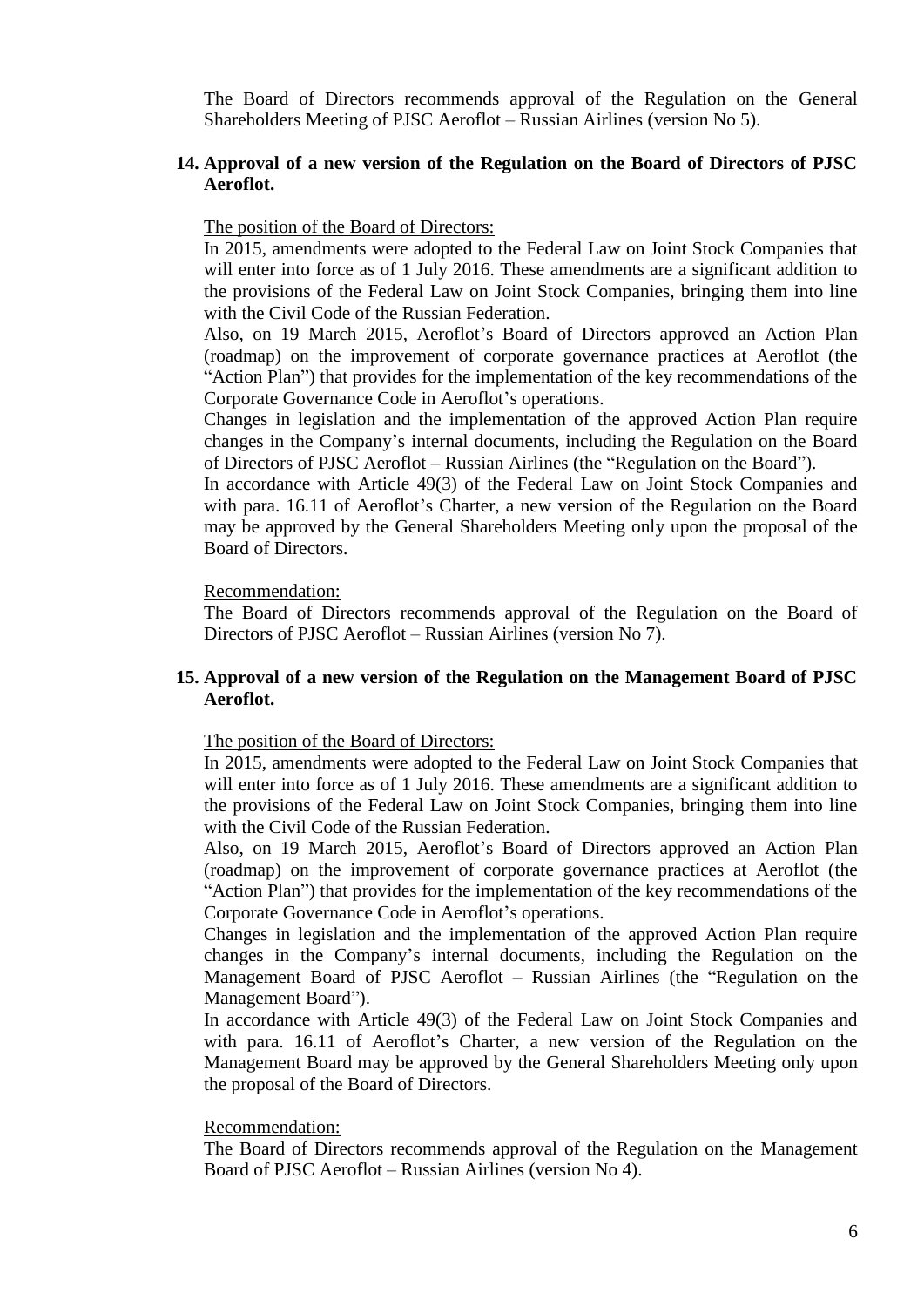The Board of Directors recommends approval of the Regulation on the General Shareholders Meeting of PJSC Aeroflot – Russian Airlines (version No 5).

**14. Approval of a new version of the Regulation on the Board of Directors of PJSC Aeroflot.**

The position of the Board of Directors:

In 2015, amendments were adopted to the Federal Law on Joint Stock Companies that will enter into force as of 1 July 2016. These amendments are a significant addition to the provisions of the Federal Law on Joint Stock Companies, bringing them into line with the Civil Code of the Russian Federation.

Also, on 19 March 2015, Aeroflot's Board of Directors approved an Action Plan (roadmap) on the improvement of corporate governance practices at Aeroflot (the "Action Plan") that provides for the implementation of the key recommendations of the Corporate Governance Code in Aeroflot's operations.

Changes in legislation and the implementation of the approved Action Plan require changes in the Company's internal documents, including the Regulation on the Board of Directors of PJSC Aeroflot – Russian Airlines (the "Regulation on the Board").

In accordance with Article 49(3) of the Federal Law on Joint Stock Companies and with para. 16.11 of Aeroflot's Charter, a new version of the Regulation on the Board may be approved by the General Shareholders Meeting only upon the proposal of the Board of Directors.

Recommendation:

The Board of Directors recommends approval of the Regulation on the Board of Directors of PJSC Aeroflot – Russian Airlines (version No 7).

**15. Approval of a new version of the Regulation on the Management Board of PJSC Aeroflot.**

The position of the Board of Directors:

In 2015, amendments were adopted to the Federal Law on Joint Stock Companies that will enter into force as of 1 July 2016. These amendments are a significant addition to the provisions of the Federal Law on Joint Stock Companies, bringing them into line with the Civil Code of the Russian Federation.

Also, on 19 March 2015, Aeroflot's Board of Directors approved an Action Plan (roadmap) on the improvement of corporate governance practices at Aeroflot (the "Action Plan") that provides for the implementation of the key recommendations of the Corporate Governance Code in Aeroflot's operations.

Changes in legislation and the implementation of the approved Action Plan require changes in the Company's internal documents, including the Regulation on the Management Board of PJSC Aeroflot – Russian Airlines (the "Regulation on the Management Board").

In accordance with Article 49(3) of the Federal Law on Joint Stock Companies and with para. 16.11 of Aeroflot's Charter, a new version of the Regulation on the Management Board may be approved by the General Shareholders Meeting only upon the proposal of the Board of Directors.

Recommendation:

The Board of Directors recommends approval of the Regulation on the Management Board of PJSC Aeroflot – Russian Airlines (version No 4).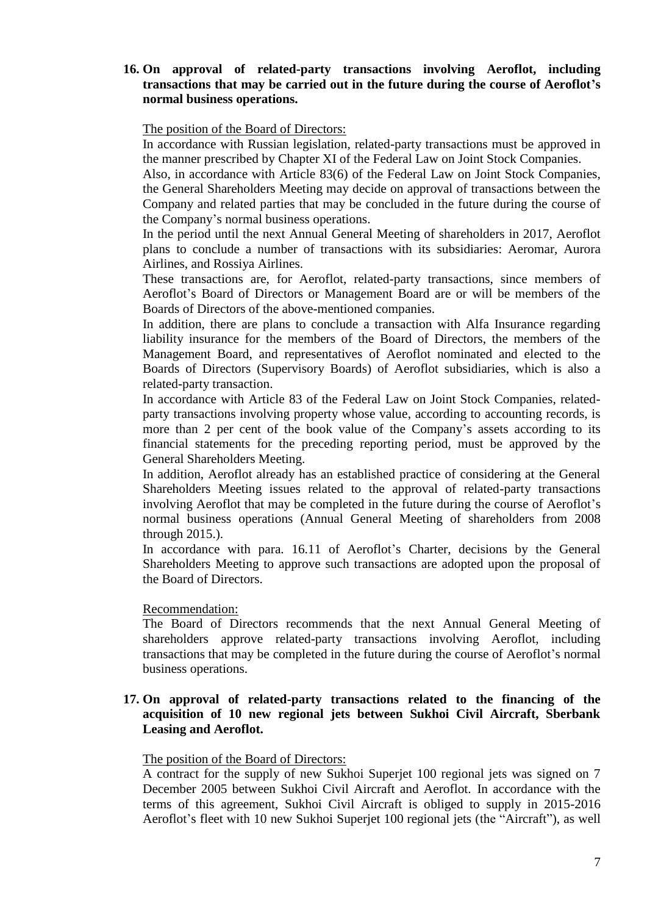**16. On approval of related-party transactions involving Aeroflot, including transactions that may be carried out in the future during the course of Aeroflot's normal business operations.**

The position of the Board of Directors:

In accordance with Russian legislation, related-party transactions must be approved in the manner prescribed by Chapter XI of the Federal Law on Joint Stock Companies.

Also, in accordance with Article 83(6) of the Federal Law on Joint Stock Companies, the General Shareholders Meeting may decide on approval of transactions between the Company and related parties that may be concluded in the future during the course of the Company's normal business operations.

In the period until the next Annual General Meeting of shareholders in 2017, Aeroflot plans to conclude a number of transactions with its subsidiaries: Aeromar, Aurora Airlines, and Rossiya Airlines.

These transactions are, for Aeroflot, related-party transactions, since members of Aeroflot's Board of Directors or Management Board are or will be members of the Boards of Directors of the above-mentioned companies.

In addition, there are plans to conclude a transaction with Alfa Insurance regarding liability insurance for the members of the Board of Directors, the members of the Management Board, and representatives of Aeroflot nominated and elected to the Boards of Directors (Supervisory Boards) of Aeroflot subsidiaries, which is also a related-party transaction.

In accordance with Article 83 of the Federal Law on Joint Stock Companies, related-party transactions involving property whose value, according to accounting records, is more than 2 per cent of the book value of the Company's assets according to its financial statements for the preceding reporting period, must be approved by the General Shareholders Meeting.

In addition, Aeroflot already has an established practice of considering at the General Shareholders Meeting issues related to the approval of related-party transactions involving Aeroflot that may be completed in the future during the course of Aeroflot's normal business operations (Annual General Meeting of shareholders from 2008 through 2015.).

In accordance with para. 16.11 of Aeroflot's Charter, decisions by the General Shareholders Meeting to approve such transactions are adopted upon the proposal of the Board of Directors.

Recommendation:

The Board of Directors recommends that the next Annual General Meeting of shareholders approve related-party transactions involving Aeroflot, including transactions that may be completed in the future during the course of Aeroflot's normal business operations.

**17. On approval of related-party transactions related to the financing of the acquisition of 10 new regional jets between Sukhoi Civil Aircraft, Sberbank Leasing and Aeroflot.**

The position of the Board of Directors:

A contract for the supply of new Sukhoi Superjet 100 regional jets was signed on 7 December 2005 between Sukhoi Civil Aircraft and Aeroflot. In accordance with the terms of this agreement, Sukhoi Civil Aircraft is obliged to supply in 2015-2016 Aeroflot's fleet with 10 new Sukhoi Superjet 100 regional jets (the "Aircraft"), as well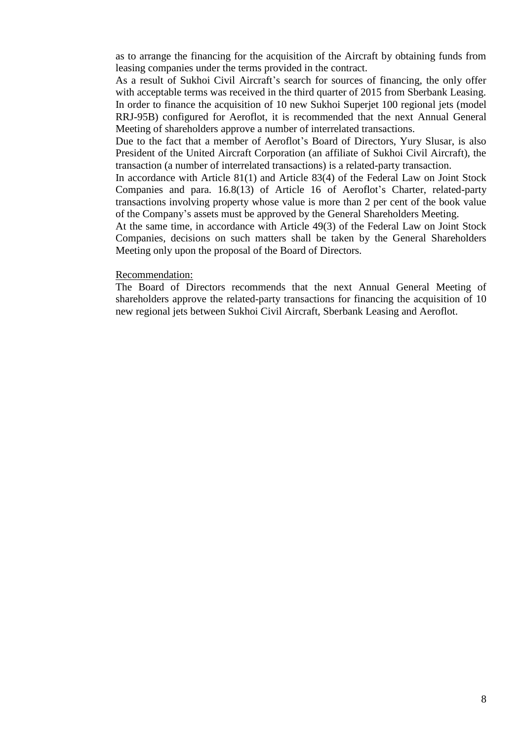as to arrange the financing for the acquisition of the Aircraft by obtaining funds from leasing companies under the terms provided in the contract.

As a result of Sukhoi Civil Aircraft's search for sources of financing, the only offer with acceptable terms was received in the third quarter of 2015 from Sberbank Leasing. In order to finance the acquisition of 10 new Sukhoi Superjet 100 regional jets (model RRJ-95B) configured for Aeroflot, it is recommended that the next Annual General Meeting of shareholders approve a number of interrelated transactions.

Due to the fact that a member of Aeroflot's Board of Directors, Yury Slusar, is also President of the United Aircraft Corporation (an affiliate of Sukhoi Civil Aircraft), the transaction (a number of interrelated transactions) is a related-party transaction.

In accordance with Article 81(1) and Article 83(4) of the Federal Law on Joint Stock Companies and para. 16.8(13) of Article 16 of Aeroflot's Charter, related-party transactions involving property whose value is more than 2 per cent of the book value of the Company's assets must be approved by the General Shareholders Meeting.

At the same time, in accordance with Article 49(3) of the Federal Law on Joint Stock Companies, decisions on such matters shall be taken by the General Shareholders Meeting only upon the proposal of the Board of Directors.

<u>Recommendation:</u>

The Board of Directors recommends that the next Annual General Meeting of shareholders approve the related-party transactions for financing the acquisition of 10 new regional jets between Sukhoi Civil Aircraft, Sberbank Leasing and Aeroflot.